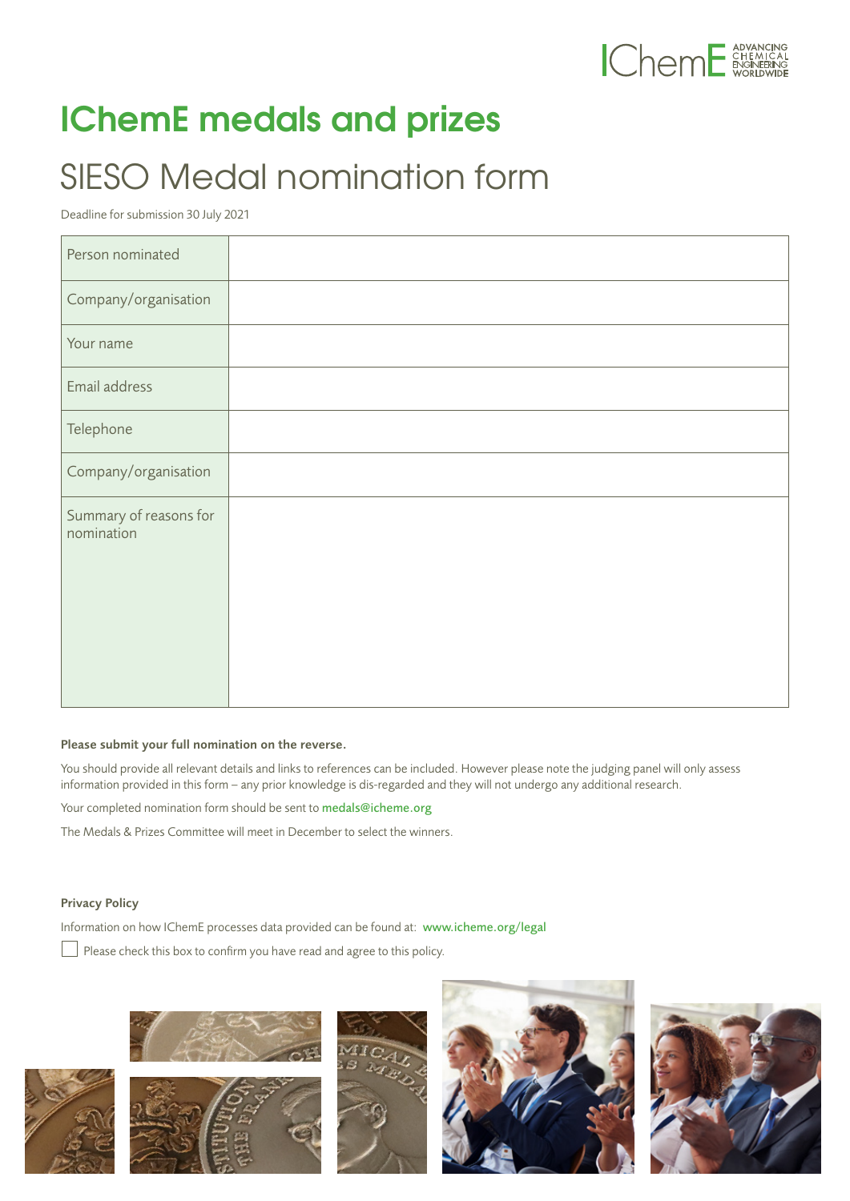# IChemE medals and prizes

## SIESO Medal nomination form

Deadline for submission 30 July 2021

| | |
|---|---|
| Person nominated | |
| Company/organisation | |
| Your name | |
| Email address | |
| Telephone | |
| Company/organisation | |
| Summary of reasons for nomination | |

**Please submit your full nomination on the reverse.**

You should provide all relevant details and links to references can be included. However please note the judging panel will only assess information provided in this form – any prior knowledge is dis-regarded and they will not undergo any additional research.

Your completed nomination form should be sent to medals@icheme.org

The Medals & Prizes Committee will meet in December to select the winners.

**Privacy Policy**

Information on how IChemE processes data provided can be found at: www.icheme.org/legal

☐ Please check this box to confirm you have read and agree to this policy.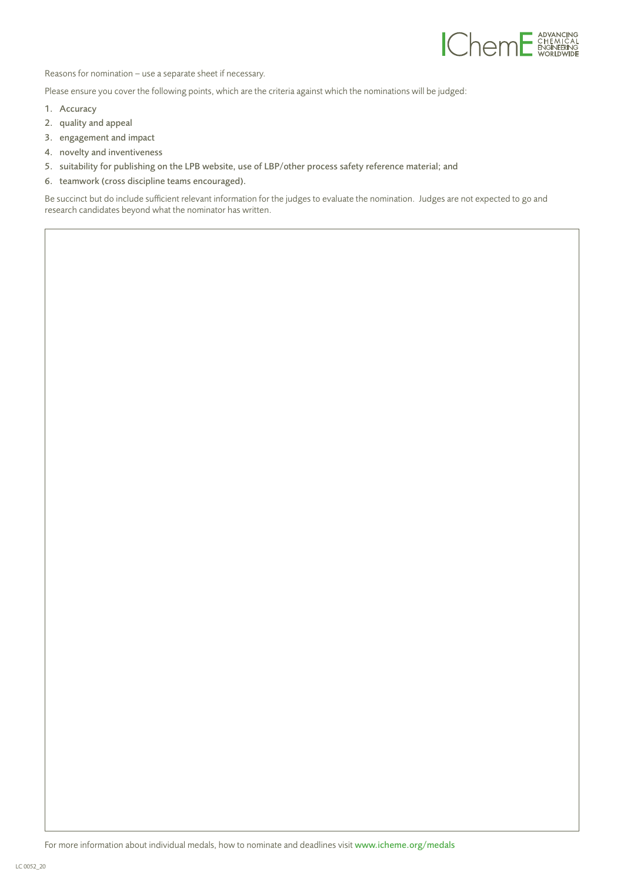Reasons for nomination – use a separate sheet if necessary.

Please ensure you cover the following points, which are the criteria against which the nominations will be judged:

1. Accuracy
2. quality and appeal
3. engagement and impact
4. novelty and inventiveness
5. suitability for publishing on the LPB website, use of LBP/other process safety reference material; and
6. teamwork (cross discipline teams encouraged).

Be succinct but do include sufficient relevant information for the judges to evaluate the nomination. Judges are not expected to go and research candidates beyond what the nominator has written.

For more information about individual medals, how to nominate and deadlines visit www.icheme.org/medals

LC 0052_20